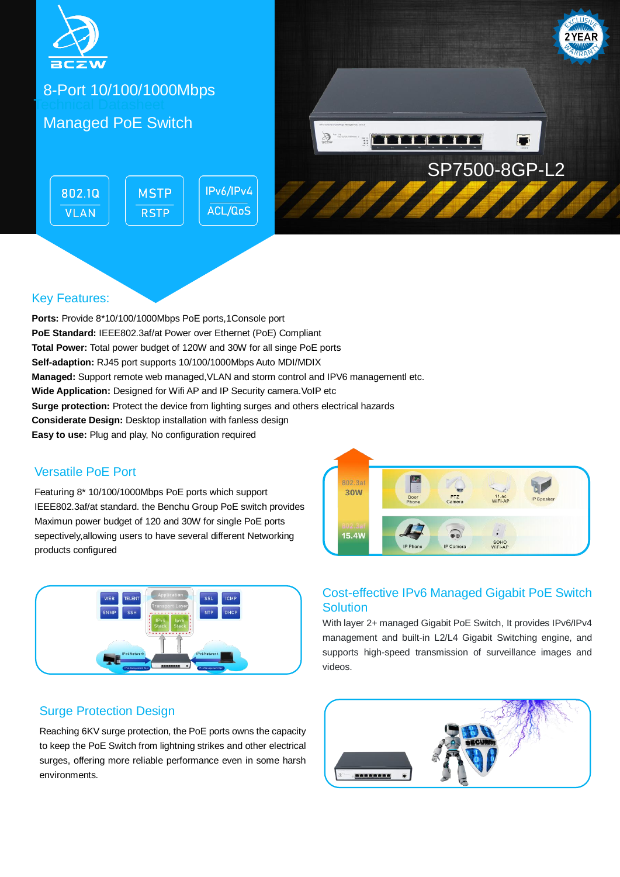BCZW

# 8-Port 10/100/1000Mbps Managed PoE Switch

Technical Datasheet

802.1Q VLAN | MSTP RSTP | IPv6/IPv4 ACL/QoS

SP7500-8GP-L2

## Key Features:

**Ports:** Provide 8*10/100/1000Mbps PoE ports,1Console port
**PoE Standard:** IEEE802.3af/at Power over Ethernet (PoE) Compliant
**Total Power:** Total power budget of 120W and 30W for all singe PoE ports
**Self-adaption:** RJ45 port supports 10/100/1000Mbps Auto MDI/MDIX
**Managed:** Support remote web managed,VLAN and storm control and IPV6 managementl etc.
**Wide Application:** Designed for Wifi AP and IP Security camera.VoIP etc
**Surge protection:** Protect the device from lighting surges and others electrical hazards
**Considerate Design:** Desktop installation with fanless design
**Easy to use:** Plug and play, No configuration required

## Versatile PoE Port

Featuring 8* 10/100/1000Mbps PoE ports which support IEEE802.3af/at standard. the Benchu Group PoE switch provides Maximun power budget of 120 and 30W for single PoE ports sepectively,allowing users to have several different Networking products configured

## Cost-effective IPv6 Managed Gigabit PoE Switch Solution

With layer 2+ managed Gigabit PoE Switch, It provides IPv6/IPv4 management and built-in L2/L4 Gigabit Switching engine, and supports high-speed transmission of surveillance images and videos.

## Surge Protection Design

Reaching 6KV surge protection, the PoE ports owns the capacity to keep the PoE Switch from lightning strikes and other electrical surges, offering more reliable performance even in some harsh environments.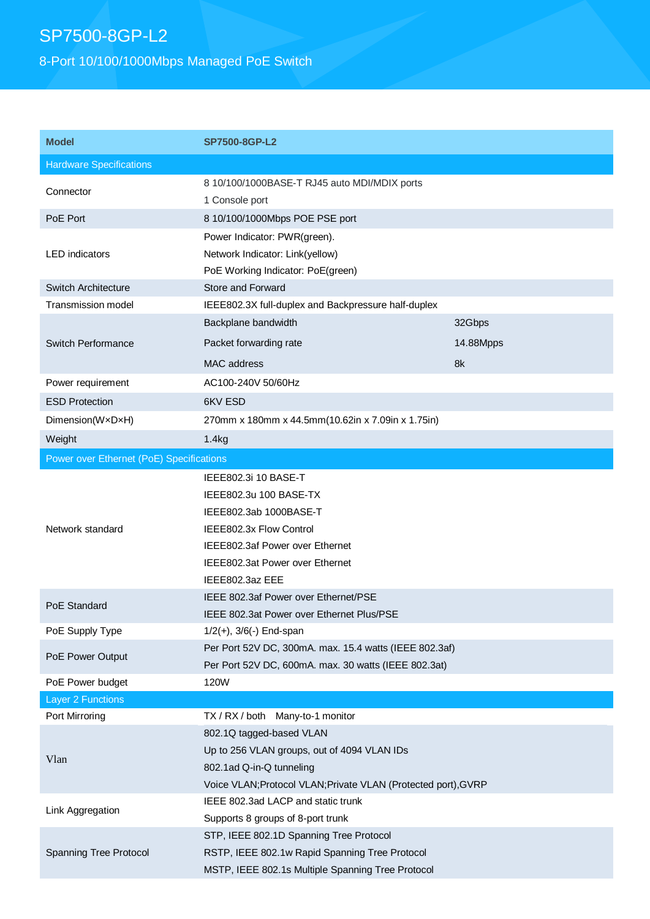# SP7500-8GP-L2

## 8-Port 10/100/1000Mbps Managed PoE Switch

| Model | SP7500-8GP-L2 | |
|---|---|---|
| **Hardware Specifications** | | |
| Connector | 8 10/100/1000BASE-T RJ45 auto MDI/MDIX ports<br>1 Console port | |
| PoE Port | 8 10/100/1000Mbps POE PSE port | |
| LED indicators | Power Indicator: PWR(green).<br>Network Indicator: Link(yellow)<br>PoE Working Indicator: PoE(green) | |
| Switch Architecture | Store and Forward | |
| Transmission model | IEEE802.3X full-duplex and Backpressure half-duplex | |
| Switch Performance | Backplane bandwidth | 32Gbps |
| | Packet forwarding rate | 14.88Mpps |
| | MAC address | 8k |
| Power requirement | AC100-240V 50/60Hz | |
| ESD Protection | 6KV ESD | |
| Dimension(W×D×H) | 270mm x 180mm x 44.5mm(10.62in x 7.09in x 1.75in) | |
| Weight | 1.4kg | |
| **Power over Ethernet (PoE) Specifications** | | |
| Network standard | IEEE802.3i 10 BASE-T<br>IEEE802.3u 100 BASE-TX<br>IEEE802.3ab 1000BASE-T<br>IEEE802.3x Flow Control<br>IEEE802.3af Power over Ethernet<br>IEEE802.3at Power over Ethernet<br>IEEE802.3az EEE | |
| PoE Standard | IEEE 802.3af Power over Ethernet/PSE<br>IEEE 802.3at Power over Ethernet Plus/PSE | |
| PoE Supply Type | 1/2(+), 3/6(-) End-span | |
| PoE Power Output | Per Port 52V DC, 300mA. max. 15.4 watts (IEEE 802.3af)<br>Per Port 52V DC, 600mA. max. 30 watts (IEEE 802.3at) | |
| PoE Power budget | 120W | |
| **Layer 2 Functions** | | |
| Port Mirroring | TX / RX / both   Many-to-1 monitor | |
| Vlan | 802.1Q tagged-based VLAN<br>Up to 256 VLAN groups, out of 4094 VLAN IDs<br>802.1ad Q-in-Q tunneling<br>Voice VLAN;Protocol VLAN;Private VLAN (Protected port),GVRP | |
| Link Aggregation | IEEE 802.3ad LACP and static trunk<br>Supports 8 groups of 8-port trunk | |
| Spanning Tree Protocol | STP, IEEE 802.1D Spanning Tree Protocol<br>RSTP, IEEE 802.1w Rapid Spanning Tree Protocol<br>MSTP, IEEE 802.1s Multiple Spanning Tree Protocol | |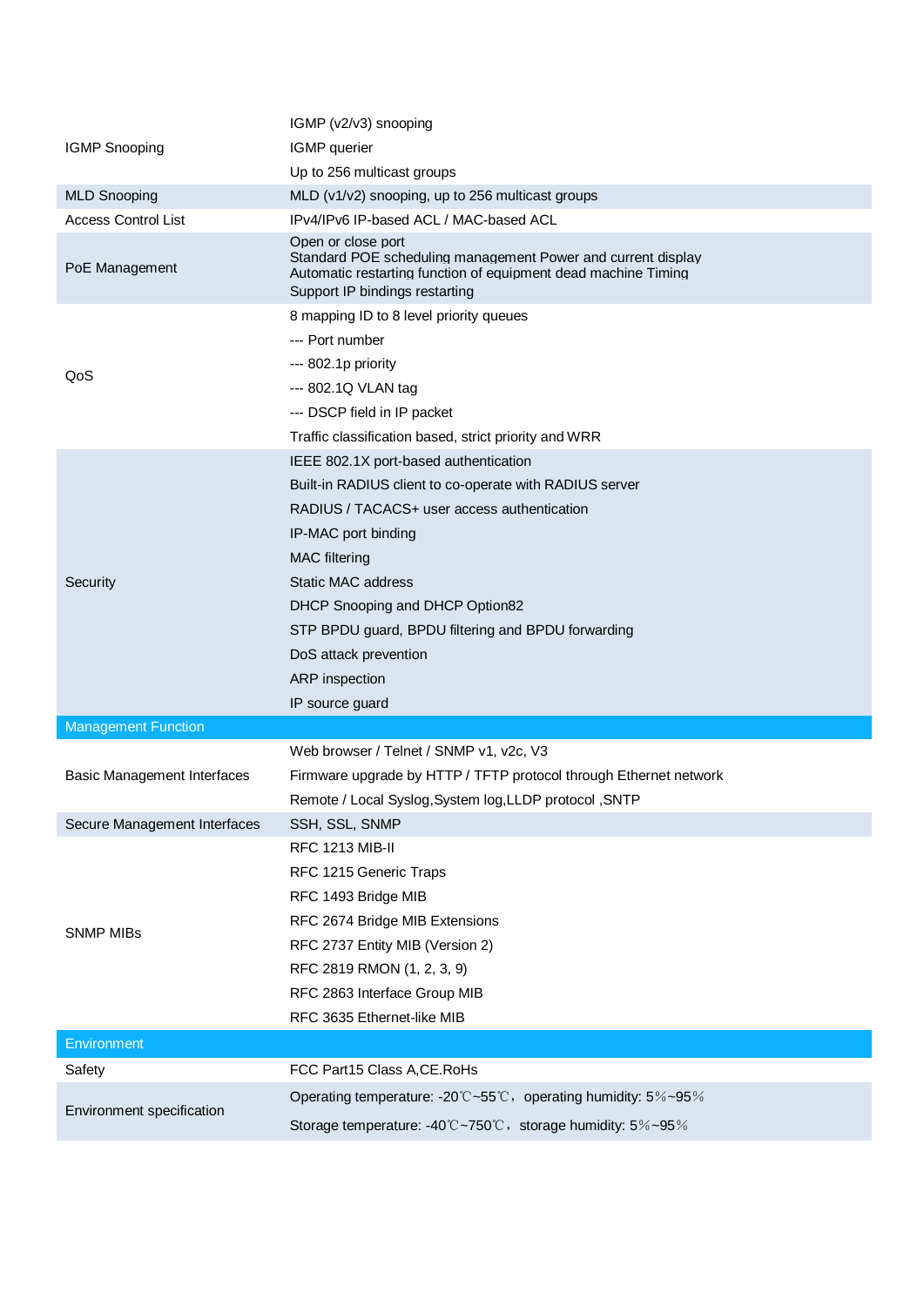| | |
|---|---|
| IGMP Snooping | IGMP (v2/v3) snooping<br>IGMP querier<br>Up to 256 multicast groups |
| MLD Snooping | MLD (v1/v2) snooping, up to 256 multicast groups |
| Access Control List | IPv4/IPv6 IP-based ACL / MAC-based ACL |
| PoE Management | Open or close port<br>Standard POE scheduling management Power and current display<br>Automatic restarting function of equipment dead machine Timing<br>Support IP bindings restarting |
| QoS | 8 mapping ID to 8 level priority queues<br>--- Port number<br>--- 802.1p priority<br>--- 802.1Q VLAN tag<br>--- DSCP field in IP packet<br>Traffic classification based, strict priority and WRR |
| Security | IEEE 802.1X port-based authentication<br>Built-in RADIUS client to co-operate with RADIUS server<br>RADIUS / TACACS+ user access authentication<br>IP-MAC port binding<br>MAC filtering<br>Static MAC address<br>DHCP Snooping and DHCP Option82<br>STP BPDU guard, BPDU filtering and BPDU forwarding<br>DoS attack prevention<br>ARP inspection<br>IP source guard |
| **Management Function** | |
| Basic Management Interfaces | Web browser / Telnet / SNMP v1, v2c, V3<br>Firmware upgrade by HTTP / TFTP protocol through Ethernet network<br>Remote / Local Syslog,System log,LLDP protocol ,SNTP |
| Secure Management Interfaces | SSH, SSL, SNMP |
| SNMP MIBs | RFC 1213 MIB-II<br>RFC 1215 Generic Traps<br>RFC 1493 Bridge MIB<br>RFC 2674 Bridge MIB Extensions<br>RFC 2737 Entity MIB (Version 2)<br>RFC 2819 RMON (1, 2, 3, 9)<br>RFC 2863 Interface Group MIB<br>RFC 3635 Ethernet-like MIB |
| **Environment** | |
| Safety | FCC Part15 Class A,CE.RoHs |
| Environment specification | Operating temperature: -20℃~55℃，operating humidity: 5％~95％<br>Storage temperature: -40℃~750℃，storage humidity: 5％~95％ |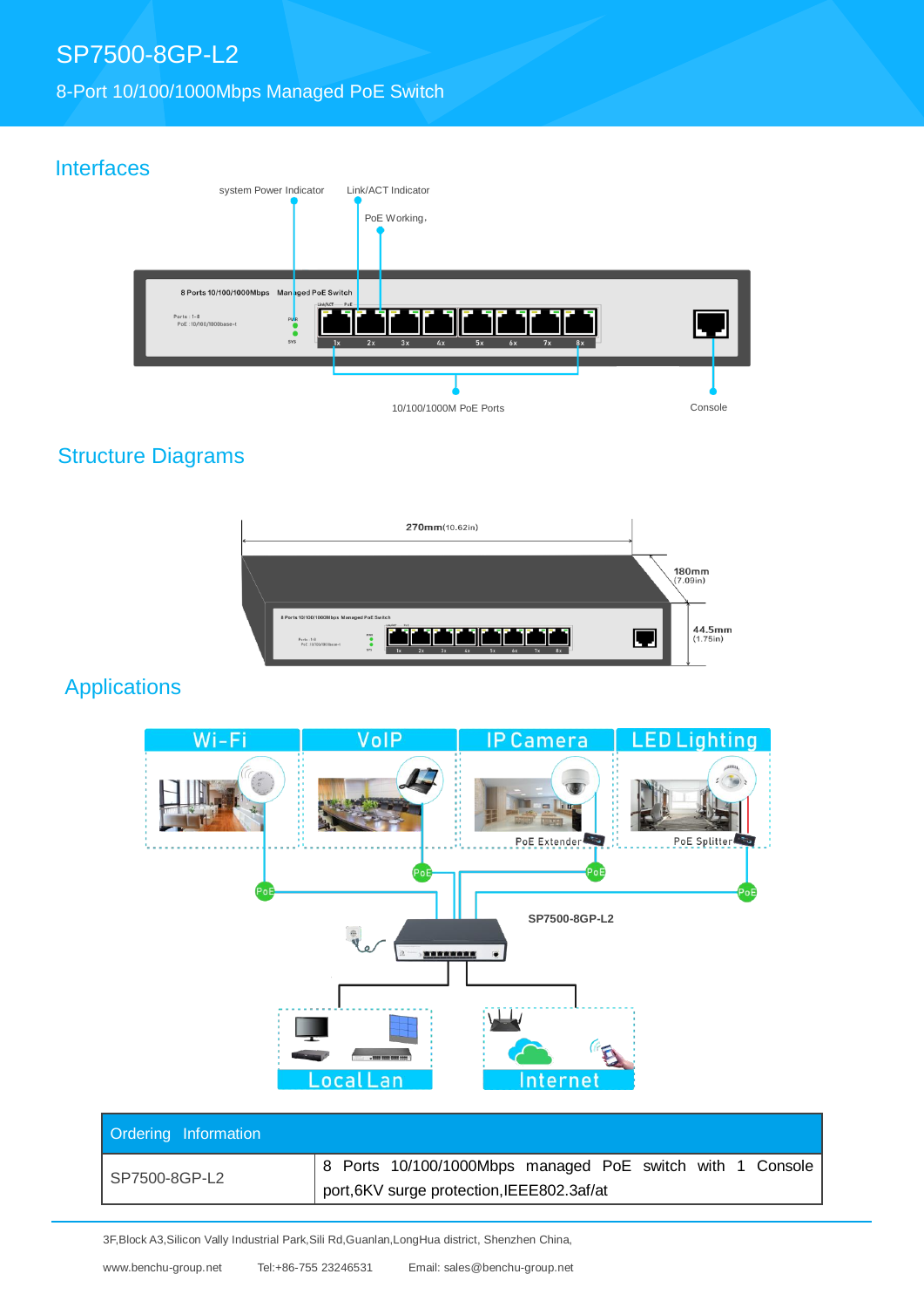# SP7500-8GP-L2

8-Port 10/100/1000Mbps Managed PoE Switch

## Interfaces

system Power Indicator

Link/ACT Indicator

PoE Working,

10/100/1000M PoE Ports

Console

## Structure Diagrams

270mm(10.62in)

180mm (7.09in)

44.5mm (1.75in)

## Applications

Wi-Fi

VoIP

IP Camera

LED Lighting

PoE Extender

PoE Splitter

SP7500-8GP-L2

Local Lan

Internet

| Ordering Information | |
|---|---|
| SP7500-8GP-L2 | 8 Ports 10/100/1000Mbps managed PoE switch with 1 Console port,6KV surge protection,IEEE802.3af/at |

3F,Block A3,Silicon Vally Industrial Park,Sili Rd,Guanlan,LongHua district, Shenzhen China,

www.benchu-group.net Tel:+86-755 23246531 Email: sales@benchu-group.net